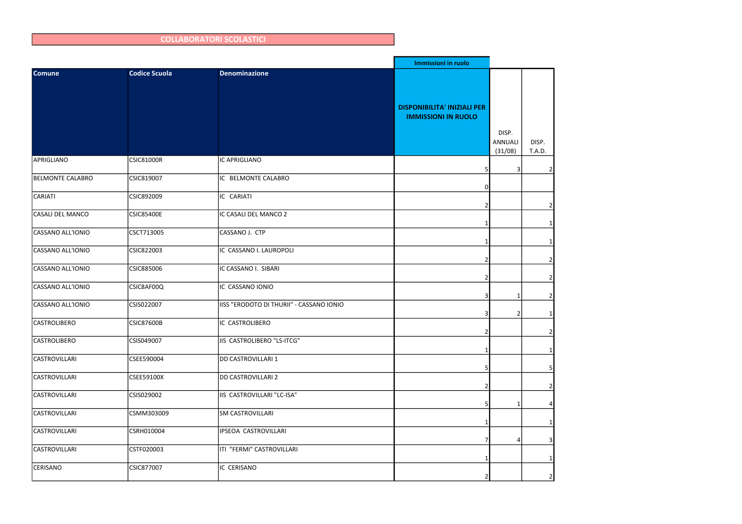# COLLABORATORI SCOLASTICI

| Comune | Codice Scuola | Denominazione | Immissioni in ruolo<br>DISPONIBILITA' INIZIALI PER IMMISSIONI IN RUOLO | DISP. ANNUALI (31/08) | DISP. T.A.D. |
|---|---|---|---|---|---|
| APRIGLIANO | CSIC81000R | IC APRIGLIANO | 5 | 3 | 2 |
| BELMONTE CALABRO | CSIC819007 | IC BELMONTE CALABRO | 0 | | |
| CARIATI | CSIC892009 | IC CARIATI | 2 | | 2 |
| CASALI DEL MANCO | CSIC85400E | IC CASALI DEL MANCO 2 | 1 | | 1 |
| CASSANO ALL'IONIO | CSCT713005 | CASSANO J. CTP | 1 | | 1 |
| CASSANO ALL'IONIO | CSIC822003 | IC CASSANO I. LAUROPOLI | 2 | | 2 |
| CASSANO ALL'IONIO | CSIC885006 | IC CASSANO I. SIBARI | 2 | | 2 |
| CASSANO ALL'IONIO | CSIC8AF00Q | IC CASSANO IONIO | 3 | 1 | 2 |
| CASSANO ALL'IONIO | CSIS022007 | IISS "ERODOTO DI THURII" - CASSANO IONIO | 3 | 2 | 1 |
| CASTROLIBERO | CSIC87600B | IC CASTROLIBERO | 2 | | 2 |
| CASTROLIBERO | CSIS049007 | IIS CASTROLIBERO "LS-ITCG" | 1 | | 1 |
| CASTROVILLARI | CSEE590004 | DD CASTROVILLARI 1 | 5 | | 5 |
| CASTROVILLARI | CSEE59100X | DD CASTROVILLARI 2 | 2 | | 2 |
| CASTROVILLARI | CSIS029002 | IIS CASTROVILLARI "LC-ISA" | 5 | 1 | 4 |
| CASTROVILLARI | CSMM303009 | SM CASTROVILLARI | 1 | | 1 |
| CASTROVILLARI | CSRH010004 | IPSEOA CASTROVILLARI | 7 | 4 | 3 |
| CASTROVILLARI | CSTF020003 | ITI "FERMI" CASTROVILLARI | 1 | | 1 |
| CERISANO | CSIC877007 | IC CERISANO | 2 | | 2 |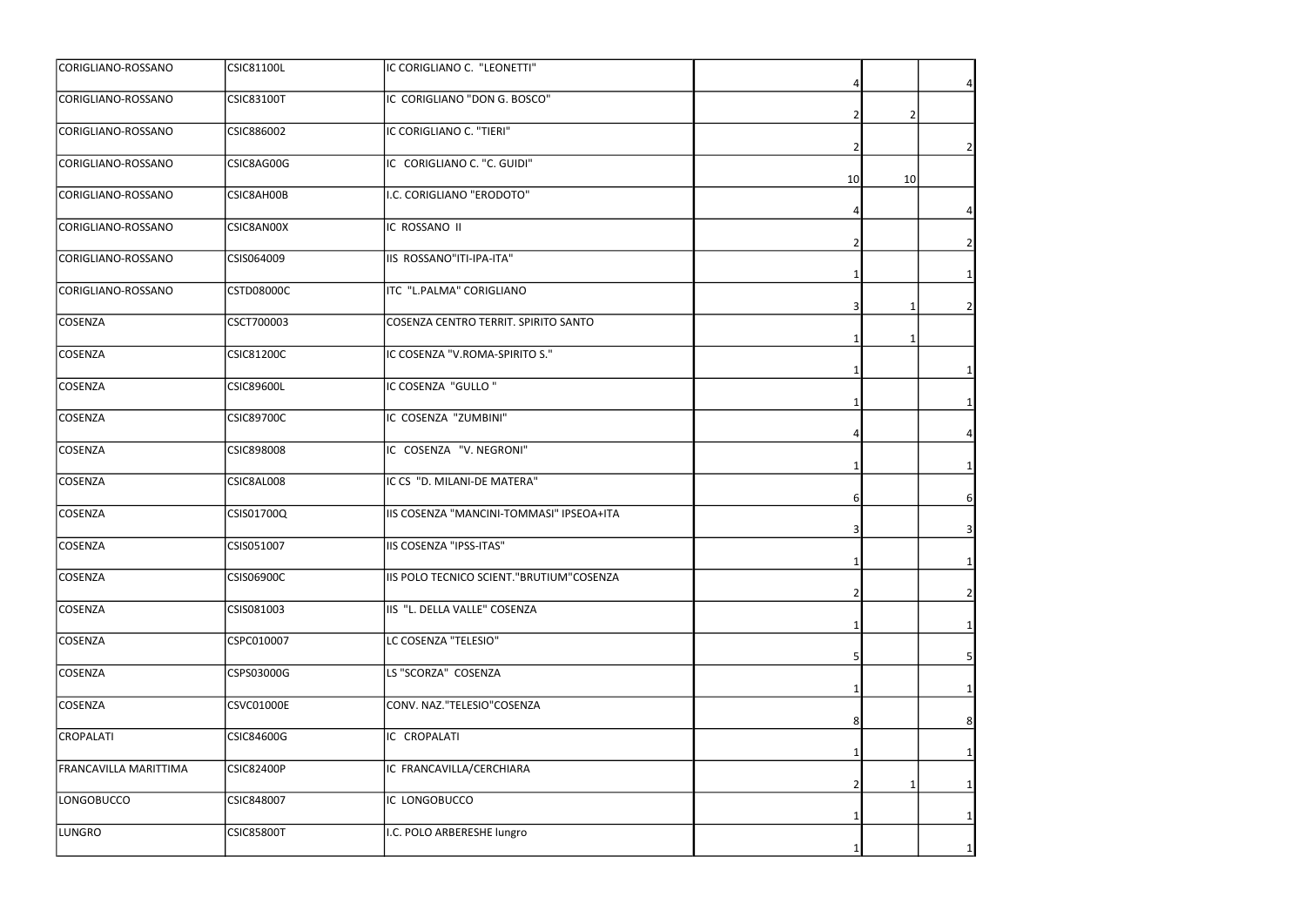| | | | | | |
|---|---|---|---|---|---|
| CORIGLIANO-ROSSANO | CSIC81100L | IC CORIGLIANO C. "LEONETTI" | 4 | | 4 |
| CORIGLIANO-ROSSANO | CSIC83100T | IC CORIGLIANO "DON G. BOSCO" | 2 | 2 | |
| CORIGLIANO-ROSSANO | CSIC886002 | IC CORIGLIANO C. "TIERI" | 2 | | 2 |
| CORIGLIANO-ROSSANO | CSIC8AG00G | IC CORIGLIANO C. "C. GUIDI" | 10 | 10 | |
| CORIGLIANO-ROSSANO | CSIC8AH00B | I.C. CORIGLIANO "ERODOTO" | 4 | | 4 |
| CORIGLIANO-ROSSANO | CSIC8AN00X | IC ROSSANO II | 2 | | 2 |
| CORIGLIANO-ROSSANO | CSIS064009 | IIS ROSSANO"ITI-IPA-ITA" | 1 | | 1 |
| CORIGLIANO-ROSSANO | CSTD08000C | ITC "L.PALMA" CORIGLIANO | 3 | 1 | 2 |
| COSENZA | CSCT700003 | COSENZA CENTRO TERRIT. SPIRITO SANTO | 1 | 1 | |
| COSENZA | CSIC81200C | IC COSENZA "V.ROMA-SPIRITO S." | 1 | | 1 |
| COSENZA | CSIC89600L | IC COSENZA "GULLO " | 1 | | 1 |
| COSENZA | CSIC89700C | IC COSENZA "ZUMBINI" | 4 | | 4 |
| COSENZA | CSIC898008 | IC COSENZA "V. NEGRONI" | 1 | | 1 |
| COSENZA | CSIC8AL008 | IC CS "D. MILANI-DE MATERA" | 6 | | 6 |
| COSENZA | CSIS01700Q | IIS COSENZA "MANCINI-TOMMASI" IPSEOA+ITA | 3 | | 3 |
| COSENZA | CSIS051007 | IIS COSENZA "IPSS-ITAS" | 1 | | 1 |
| COSENZA | CSIS06900C | IIS POLO TECNICO SCIENT."BRUTIUM"COSENZA | 2 | | 2 |
| COSENZA | CSIS081003 | IIS "L. DELLA VALLE" COSENZA | 1 | | 1 |
| COSENZA | CSPC010007 | LC COSENZA "TELESIO" | 5 | | 5 |
| COSENZA | CSPS03000G | LS "SCORZA" COSENZA | 1 | | 1 |
| COSENZA | CSVC01000E | CONV. NAZ."TELESIO"COSENZA | 8 | | 8 |
| CROPALATI | CSIC84600G | IC CROPALATI | 1 | | 1 |
| FRANCAVILLA MARITTIMA | CSIC82400P | IC FRANCAVILLA/CERCHIARA | 2 | 1 | 1 |
| LONGOBUCCO | CSIC848007 | IC LONGOBUCCO | 1 | | 1 |
| LUNGRO | CSIC85800T | I.C. POLO ARBERESHE lungro | 1 | | 1 |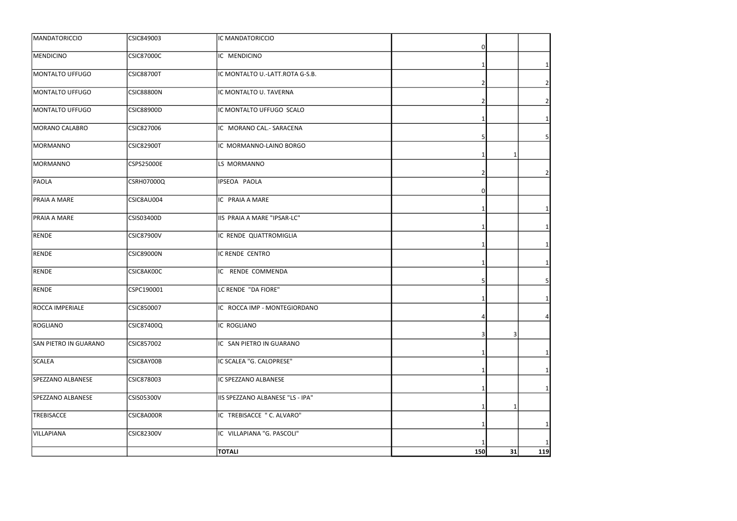| | | | | | |
|---|---|---|---|---|---|
| MANDATORICCIO | CSIC849003 | IC MANDATORICCIO | 0 | | |
| MENDICINO | CSIC87000C | IC MENDICINO | 1 | | 1 |
| MONTALTO UFFUGO | CSIC88700T | IC MONTALTO U.-LATT.ROTA G-S.B. | 2 | | 2 |
| MONTALTO UFFUGO | CSIC88800N | IC MONTALTO U. TAVERNA | 2 | | 2 |
| MONTALTO UFFUGO | CSIC88900D | IC MONTALTO UFFUGO SCALO | 1 | | 1 |
| MORANO CALABRO | CSIC827006 | IC MORANO CAL.- SARACENA | 5 | | 5 |
| MORMANNO | CSIC82900T | IC MORMANNO-LAINO BORGO | 1 | 1 | |
| MORMANNO | CSPS25000E | LS MORMANNO | 2 | | 2 |
| PAOLA | CSRH07000Q | IPSEOA PAOLA | 0 | | |
| PRAIA A MARE | CSIC8AU004 | IC PRAIA A MARE | 1 | | 1 |
| PRAIA A MARE | CSIS03400D | IIS PRAIA A MARE "IPSAR-LC" | 1 | | 1 |
| RENDE | CSIC87900V | IC RENDE QUATTROMIGLIA | 1 | | 1 |
| RENDE | CSIC89000N | IC RENDE CENTRO | 1 | | 1 |
| RENDE | CSIC8AK00C | IC RENDE COMMENDA | 5 | | 5 |
| RENDE | CSPC190001 | LC RENDE "DA FIORE" | 1 | | 1 |
| ROCCA IMPERIALE | CSIC850007 | IC ROCCA IMP - MONTEGIORDANO | 4 | | 4 |
| ROGLIANO | CSIC87400Q | IC ROGLIANO | 3 | 3 | |
| SAN PIETRO IN GUARANO | CSIC857002 | IC SAN PIETRO IN GUARANO | 1 | | 1 |
| SCALEA | CSIC8AY00B | IC SCALEA "G. CALOPRESE" | 1 | | 1 |
| SPEZZANO ALBANESE | CSIC878003 | IC SPEZZANO ALBANESE | 1 | | 1 |
| SPEZZANO ALBANESE | CSIS05300V | IIS SPEZZANO ALBANESE "LS - IPA" | 1 | 1 | |
| TREBISACCE | CSIC8A000R | IC TREBISACCE " C. ALVARO" | 1 | | 1 |
| VILLAPIANA | CSIC82300V | IC VILLAPIANA "G. PASCOLI" | 1 | | 1 |
| | | **TOTALI** | **150** | **31** | **119** |